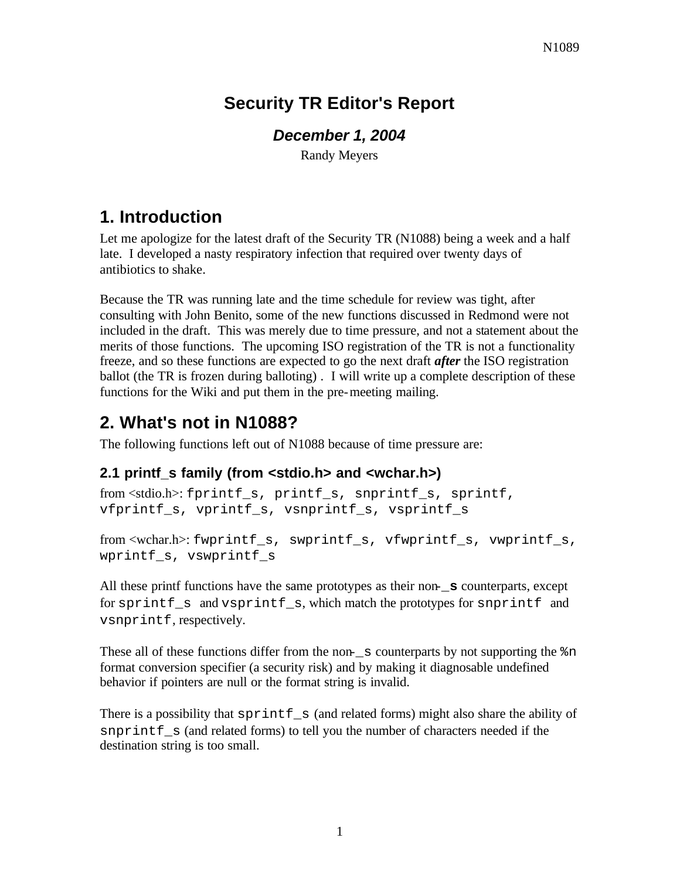# Security TR Editor's Report

### *December 1, 2004*

Randy Meyers

## 1. Introduction

Let me apologize for the latest draft of the Security TR (N1088) being a week and a half late. I developed a nasty respiratory infection that required over twenty days of antibiotics to shake.

Because the TR was running late and the time schedule for review was tight, after consulting with John Benito, some of the new functions discussed in Redmond were not included in the draft. This was merely due to time pressure, and not a statement about the merits of those functions. The upcoming ISO registration of the TR is not a functionality freeze, and so these functions are expected to go the next draft ***after*** the ISO registration ballot (the TR is frozen during balloting) . I will write up a complete description of these functions for the Wiki and put them in the pre-meeting mailing.

## 2. What's not in N1088?

The following functions left out of N1088 because of time pressure are:

### 2.1 printf_s family (from <stdio.h> and <wchar.h>)

from <stdio.h>: `fprintf_s, printf_s, snprintf_s, sprintf, vfprintf_s, vprintf_s, vsnprintf_s, vsprintf_s`

from <wchar.h>: `fwprintf_s, swprintf_s, vfwprintf_s, vwprintf_s, wprintf_s, vswprintf_s`

All these printf functions have the same prototypes as their non-**`_s`** counterparts, except for `sprintf_s` and `vsprintf_s`, which match the prototypes for `snprintf` and `vsnprintf`, respectively.

These all of these functions differ from the non-`_s` counterparts by not supporting the `%n` format conversion specifier (a security risk) and by making it diagnosable undefined behavior if pointers are null or the format string is invalid.

There is a possibility that `sprintf_s` (and related forms) might also share the ability of `snprintf_s` (and related forms) to tell you the number of characters needed if the destination string is too small.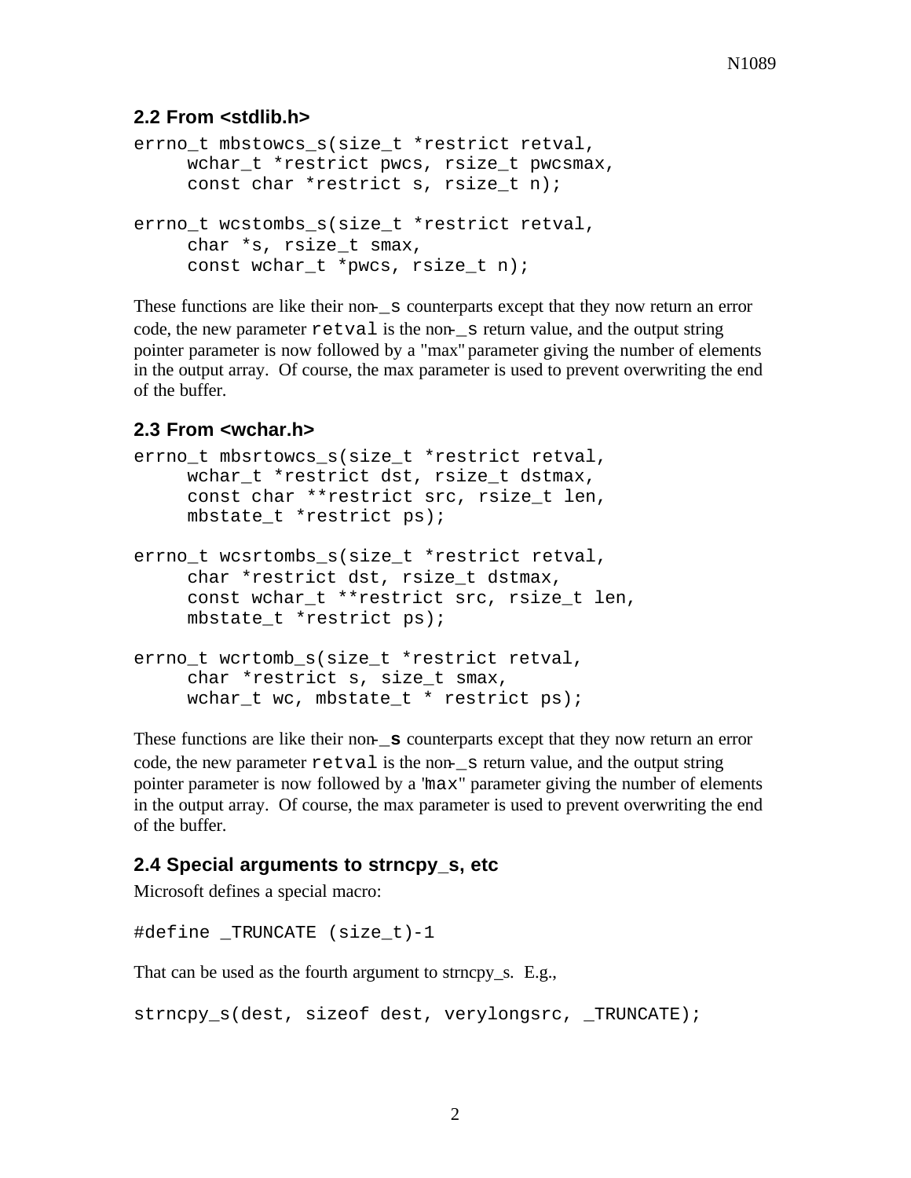### 2.2 From <stdlib.h>

```
errno_t mbstowcs_s(size_t *restrict retval,
     wchar_t *restrict pwcs, rsize_t pwcsmax,
     const char *restrict s, rsize_t n);

errno_t wcstombs_s(size_t *restrict retval,
     char *s, rsize_t smax,
     const wchar_t *pwcs, rsize_t n);
```

These functions are like their non-`_s` counterparts except that they now return an error code, the new parameter `retval` is the non-`_s` return value, and the output string pointer parameter is now followed by a "max" parameter giving the number of elements in the output array. Of course, the max parameter is used to prevent overwriting the end of the buffer.

### 2.3 From <wchar.h>

```
errno_t mbsrtowcs_s(size_t *restrict retval,
     wchar_t *restrict dst, rsize_t dstmax,
     const char **restrict src, rsize_t len,
     mbstate_t *restrict ps);

errno_t wcsrtombs_s(size_t *restrict retval,
     char *restrict dst, rsize_t dstmax,
     const wchar_t **restrict src, rsize_t len,
     mbstate_t *restrict ps);

errno_t wcrtomb_s(size_t *restrict retval,
     char *restrict s, size_t smax,
     wchar_t wc, mbstate_t * restrict ps);
```

These functions are like their non-**`_s`** counterparts except that they now return an error code, the new parameter `retval` is the non-`_s` return value, and the output string pointer parameter is now followed by a "`max`" parameter giving the number of elements in the output array. Of course, the max parameter is used to prevent overwriting the end of the buffer.

### 2.4 Special arguments to strncpy_s, etc

Microsoft defines a special macro:

```
#define _TRUNCATE (size_t)-1
```

That can be used as the fourth argument to strncpy_s. E.g.,

```
strncpy_s(dest, sizeof dest, verylongsrc, _TRUNCATE);
```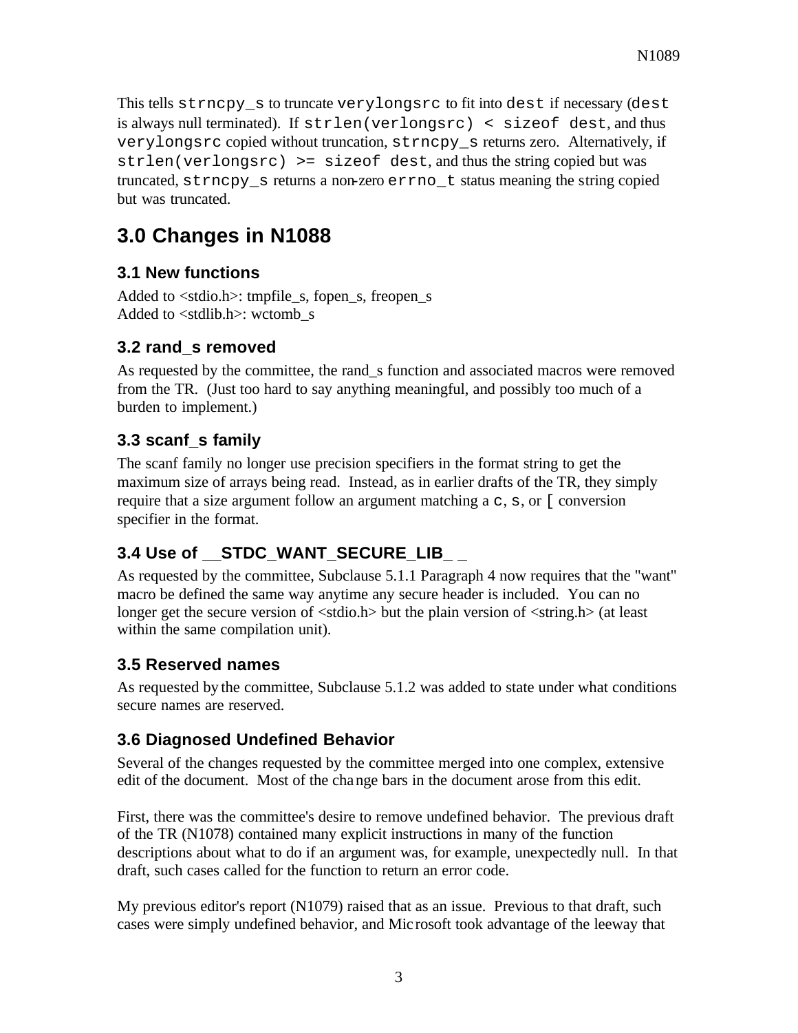This tells `strncpy_s` to truncate `verylongsrc` to fit into `dest` if necessary (`dest` is always null terminated). If `strlen(verlongsrc) < sizeof dest`, and thus `verylongsrc` copied without truncation, `strncpy_s` returns zero. Alternatively, if `strlen(verlongsrc) >= sizeof dest`, and thus the string copied but was truncated, `strncpy_s` returns a non-zero `errno_t` status meaning the string copied but was truncated.

# 3.0 Changes in N1088

## 3.1 New functions

Added to <stdio.h>: tmpfile_s, fopen_s, freopen_s
Added to <stdlib.h>: wctomb_s

## 3.2 rand_s removed

As requested by the committee, the rand_s function and associated macros were removed from the TR. (Just too hard to say anything meaningful, and possibly too much of a burden to implement.)

## 3.3 scanf_s family

The scanf family no longer use precision specifiers in the format string to get the maximum size of arrays being read. Instead, as in earlier drafts of the TR, they simply require that a size argument follow an argument matching a `c`, `s`, or `[` conversion specifier in the format.

## 3.4 Use of __STDC_WANT_SECURE_LIB__

As requested by the committee, Subclause 5.1.1 Paragraph 4 now requires that the "want" macro be defined the same way anytime any secure header is included. You can no longer get the secure version of <stdio.h> but the plain version of <string.h> (at least within the same compilation unit).

## 3.5 Reserved names

As requested by the committee, Subclause 5.1.2 was added to state under what conditions secure names are reserved.

## 3.6 Diagnosed Undefined Behavior

Several of the changes requested by the committee merged into one complex, extensive edit of the document. Most of the change bars in the document arose from this edit.

First, there was the committee's desire to remove undefined behavior. The previous draft of the TR (N1078) contained many explicit instructions in many of the function descriptions about what to do if an argument was, for example, unexpectedly null. In that draft, such cases called for the function to return an error code.

My previous editor's report (N1079) raised that as an issue. Previous to that draft, such cases were simply undefined behavior, and Microsoft took advantage of the leeway that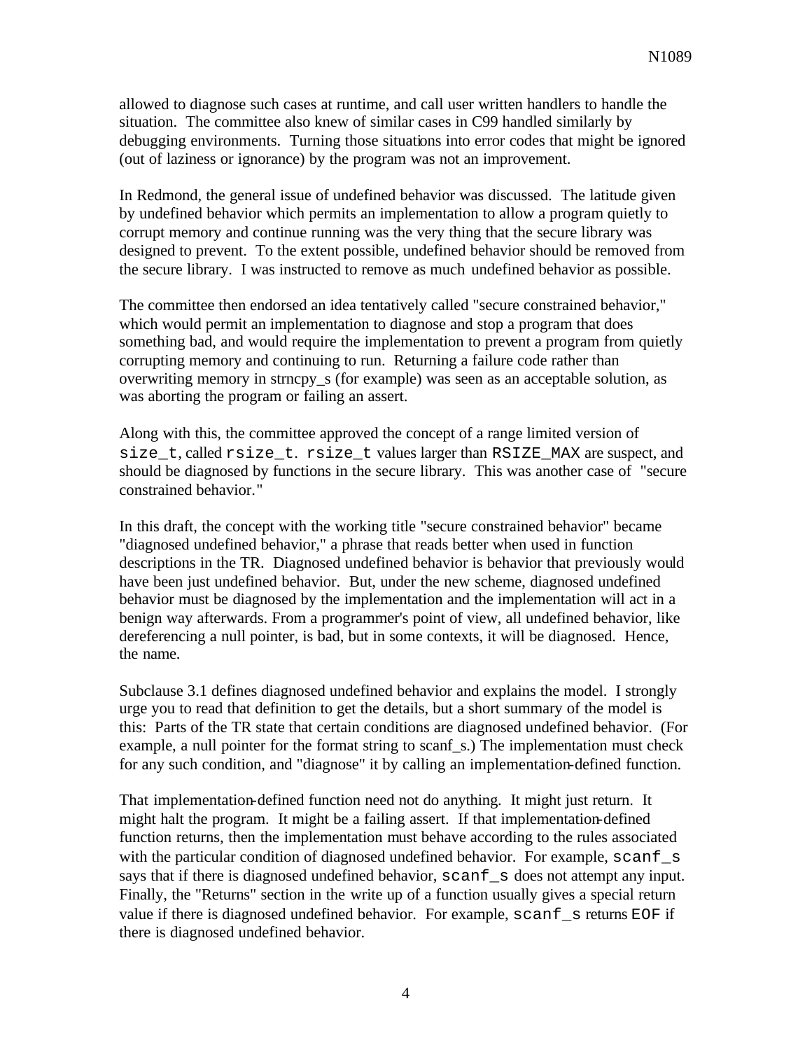allowed to diagnose such cases at runtime, and call user written handlers to handle the situation. The committee also knew of similar cases in C99 handled similarly by debugging environments. Turning those situations into error codes that might be ignored (out of laziness or ignorance) by the program was not an improvement.

In Redmond, the general issue of undefined behavior was discussed. The latitude given by undefined behavior which permits an implementation to allow a program quietly to corrupt memory and continue running was the very thing that the secure library was designed to prevent. To the extent possible, undefined behavior should be removed from the secure library. I was instructed to remove as much undefined behavior as possible.

The committee then endorsed an idea tentatively called "secure constrained behavior," which would permit an implementation to diagnose and stop a program that does something bad, and would require the implementation to prevent a program from quietly corrupting memory and continuing to run. Returning a failure code rather than overwriting memory in strncpy_s (for example) was seen as an acceptable solution, as was aborting the program or failing an assert.

Along with this, the committee approved the concept of a range limited version of `size_t`, called `rsize_t`. `rsize_t` values larger than `RSIZE_MAX` are suspect, and should be diagnosed by functions in the secure library. This was another case of "secure constrained behavior."

In this draft, the concept with the working title "secure constrained behavior" became "diagnosed undefined behavior," a phrase that reads better when used in function descriptions in the TR. Diagnosed undefined behavior is behavior that previously would have been just undefined behavior. But, under the new scheme, diagnosed undefined behavior must be diagnosed by the implementation and the implementation will act in a benign way afterwards. From a programmer's point of view, all undefined behavior, like dereferencing a null pointer, is bad, but in some contexts, it will be diagnosed. Hence, the name.

Subclause 3.1 defines diagnosed undefined behavior and explains the model. I strongly urge you to read that definition to get the details, but a short summary of the model is this: Parts of the TR state that certain conditions are diagnosed undefined behavior. (For example, a null pointer for the format string to scanf_s.) The implementation must check for any such condition, and "diagnose" it by calling an implementation-defined function.

That implementation-defined function need not do anything. It might just return. It might halt the program. It might be a failing assert. If that implementation-defined function returns, then the implementation must behave according to the rules associated with the particular condition of diagnosed undefined behavior. For example, `scanf_s` says that if there is diagnosed undefined behavior, `scanf_s` does not attempt any input. Finally, the "Returns" section in the write up of a function usually gives a special return value if there is diagnosed undefined behavior. For example, `scanf_s` returns `EOF` if there is diagnosed undefined behavior.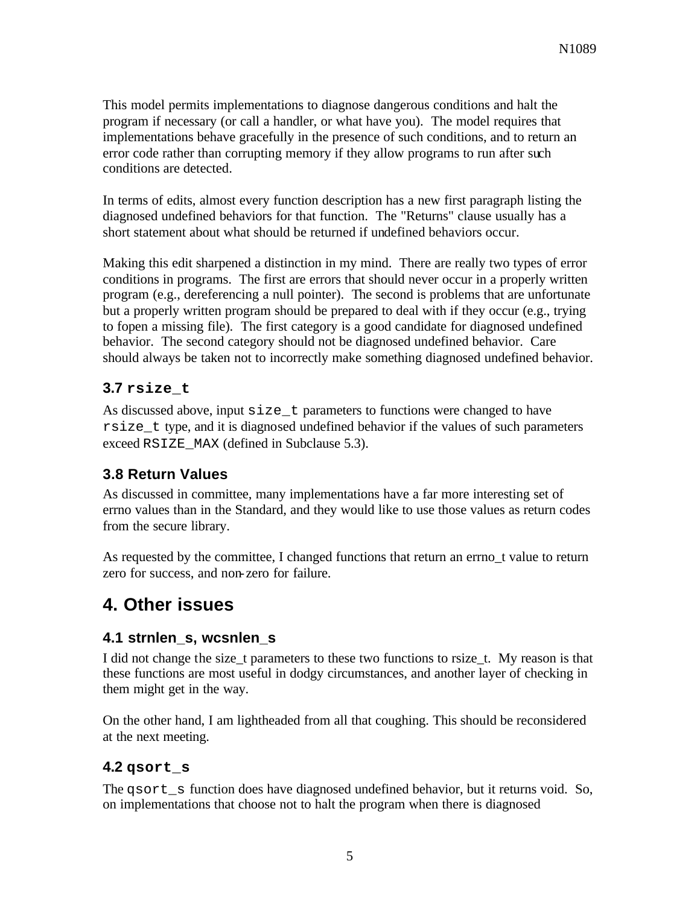This model permits implementations to diagnose dangerous conditions and halt the program if necessary (or call a handler, or what have you). The model requires that implementations behave gracefully in the presence of such conditions, and to return an error code rather than corrupting memory if they allow programs to run after such conditions are detected.

In terms of edits, almost every function description has a new first paragraph listing the diagnosed undefined behaviors for that function. The "Returns" clause usually has a short statement about what should be returned if undefined behaviors occur.

Making this edit sharpened a distinction in my mind. There are really two types of error conditions in programs. The first are errors that should never occur in a properly written program (e.g., dereferencing a null pointer). The second is problems that are unfortunate but a properly written program should be prepared to deal with if they occur (e.g., trying to fopen a missing file). The first category is a good candidate for diagnosed undefined behavior. The second category should not be diagnosed undefined behavior. Care should always be taken not to incorrectly make something diagnosed undefined behavior.

### 3.7 `rsize_t`

As discussed above, input `size_t` parameters to functions were changed to have `rsize_t` type, and it is diagnosed undefined behavior if the values of such parameters exceed `RSIZE_MAX` (defined in Subclause 5.3).

### 3.8 Return Values

As discussed in committee, many implementations have a far more interesting set of errno values than in the Standard, and they would like to use those values as return codes from the secure library.

As requested by the committee, I changed functions that return an errno_t value to return zero for success, and non-zero for failure.

## 4. Other issues

### 4.1 strnlen_s, wcsnlen_s

I did not change the size_t parameters to these two functions to rsize_t. My reason is that these functions are most useful in dodgy circumstances, and another layer of checking in them might get in the way.

On the other hand, I am lightheaded from all that coughing. This should be reconsidered at the next meeting.

### 4.2 `qsort_s`

The `qsort_s` function does have diagnosed undefined behavior, but it returns void. So, on implementations that choose not to halt the program when there is diagnosed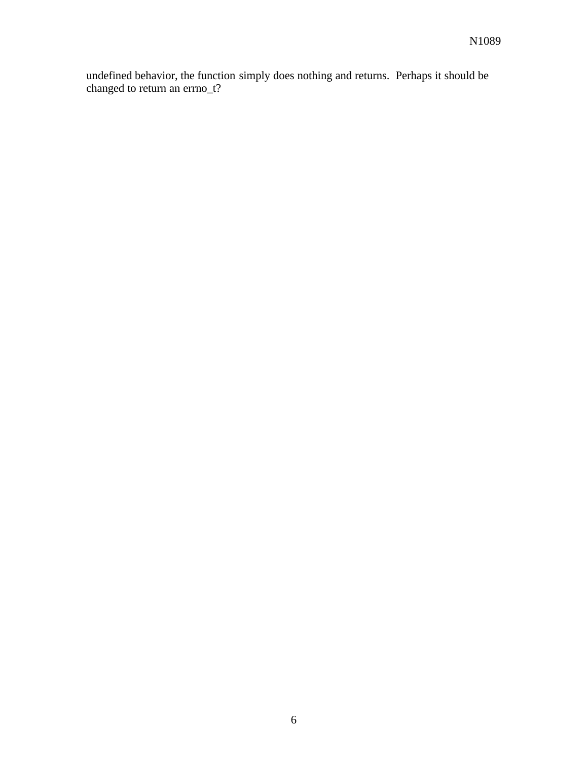undefined behavior, the function simply does nothing and returns. Perhaps it should be changed to return an errno_t?